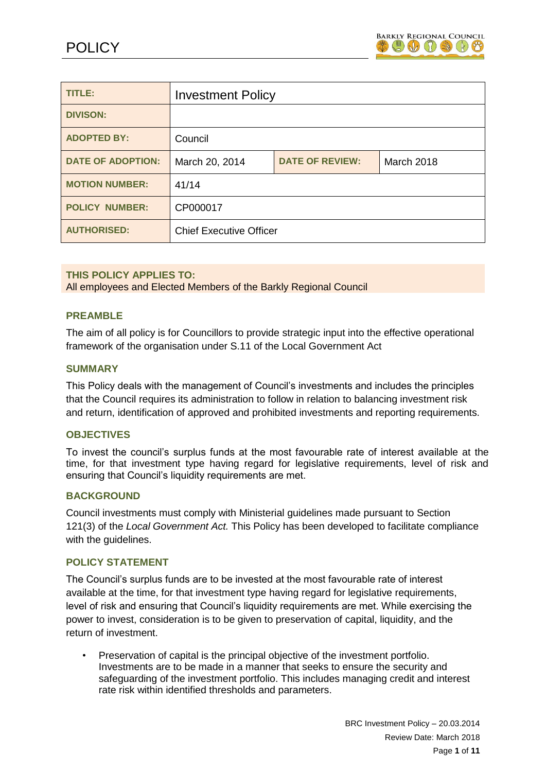# POLICY

| TITLE: | Investment Policy | | |
|---|---|---|---|
| DIVISON: | | | |
| ADOPTED BY: | Council | | |
| DATE OF ADOPTION: | March 20, 2014 | DATE OF REVIEW: | March 2018 |
| MOTION NUMBER: | 41/14 | | |
| POLICY NUMBER: | CP000017 | | |
| AUTHORISED: | Chief Executive Officer | | |

**THIS POLICY APPLIES TO:**
All employees and Elected Members of the Barkly Regional Council

## PREAMBLE

The aim of all policy is for Councillors to provide strategic input into the effective operational framework of the organisation under S.11 of the Local Government Act

## SUMMARY

This Policy deals with the management of Council's investments and includes the principles that the Council requires its administration to follow in relation to balancing investment risk and return, identification of approved and prohibited investments and reporting requirements.

## OBJECTIVES

To invest the council's surplus funds at the most favourable rate of interest available at the time, for that investment type having regard for legislative requirements, level of risk and ensuring that Council's liquidity requirements are met.

## BACKGROUND

Council investments must comply with Ministerial guidelines made pursuant to Section 121(3) of the *Local Government Act.* This Policy has been developed to facilitate compliance with the guidelines.

## POLICY STATEMENT

The Council's surplus funds are to be invested at the most favourable rate of interest available at the time, for that investment type having regard for legislative requirements, level of risk and ensuring that Council's liquidity requirements are met. While exercising the power to invest, consideration is to be given to preservation of capital, liquidity, and the return of investment.

- Preservation of capital is the principal objective of the investment portfolio. Investments are to be made in a manner that seeks to ensure the security and safeguarding of the investment portfolio. This includes managing credit and interest rate risk within identified thresholds and parameters.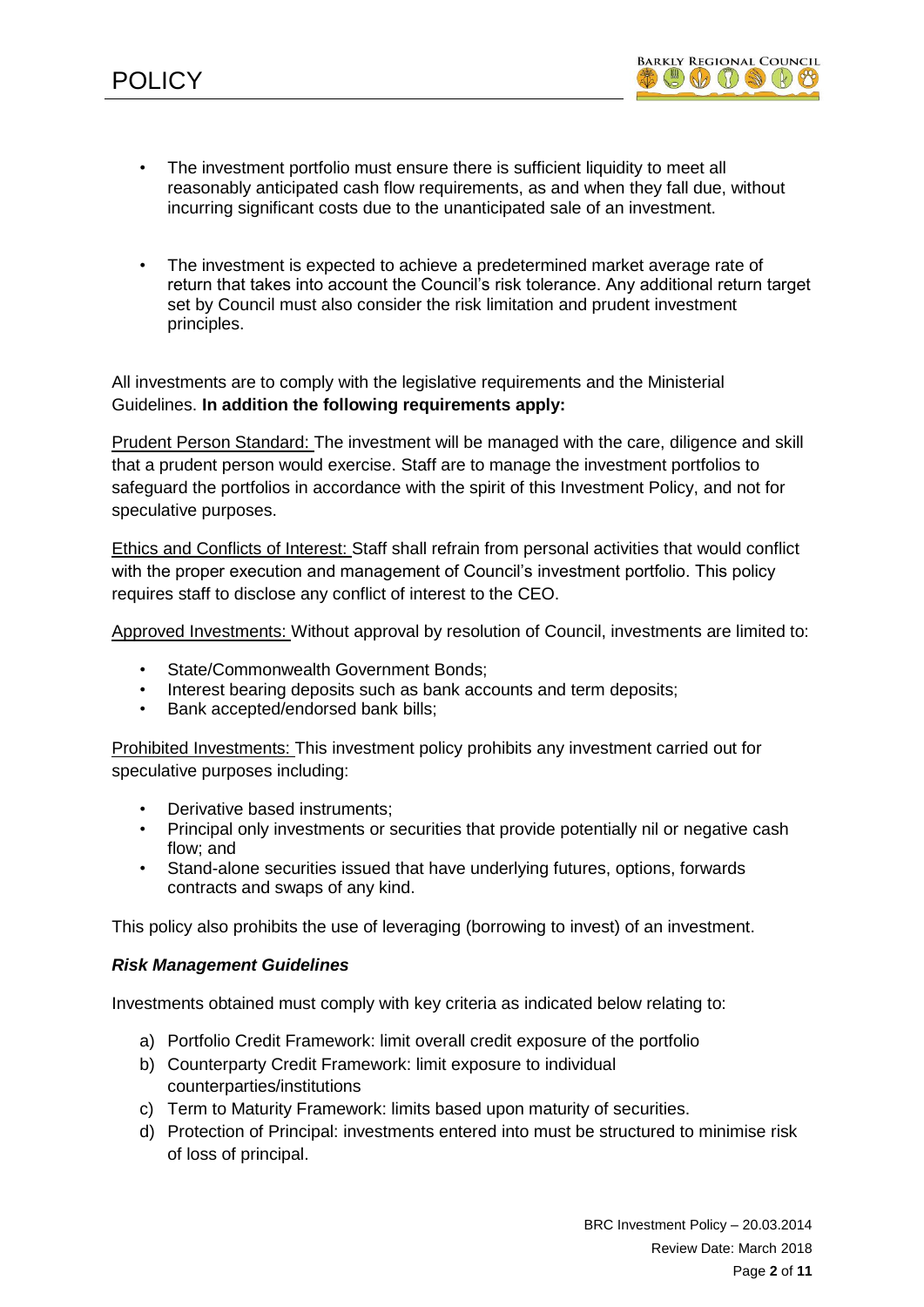- The investment portfolio must ensure there is sufficient liquidity to meet all reasonably anticipated cash flow requirements, as and when they fall due, without incurring significant costs due to the unanticipated sale of an investment.

- The investment is expected to achieve a predetermined market average rate of return that takes into account the Council's risk tolerance. Any additional return target set by Council must also consider the risk limitation and prudent investment principles.

All investments are to comply with the legislative requirements and the Ministerial Guidelines. **In addition the following requirements apply:**

Prudent Person Standard: The investment will be managed with the care, diligence and skill that a prudent person would exercise. Staff are to manage the investment portfolios to safeguard the portfolios in accordance with the spirit of this Investment Policy, and not for speculative purposes.

Ethics and Conflicts of Interest: Staff shall refrain from personal activities that would conflict with the proper execution and management of Council's investment portfolio. This policy requires staff to disclose any conflict of interest to the CEO.

Approved Investments: Without approval by resolution of Council, investments are limited to:

- State/Commonwealth Government Bonds;
- Interest bearing deposits such as bank accounts and term deposits;
- Bank accepted/endorsed bank bills;

Prohibited Investments: This investment policy prohibits any investment carried out for speculative purposes including:

- Derivative based instruments;
- Principal only investments or securities that provide potentially nil or negative cash flow; and
- Stand-alone securities issued that have underlying futures, options, forwards contracts and swaps of any kind.

This policy also prohibits the use of leveraging (borrowing to invest) of an investment.

***Risk Management Guidelines***

Investments obtained must comply with key criteria as indicated below relating to:

a) Portfolio Credit Framework: limit overall credit exposure of the portfolio
b) Counterparty Credit Framework: limit exposure to individual counterparties/institutions
c) Term to Maturity Framework: limits based upon maturity of securities.
d) Protection of Principal: investments entered into must be structured to minimise risk of loss of principal.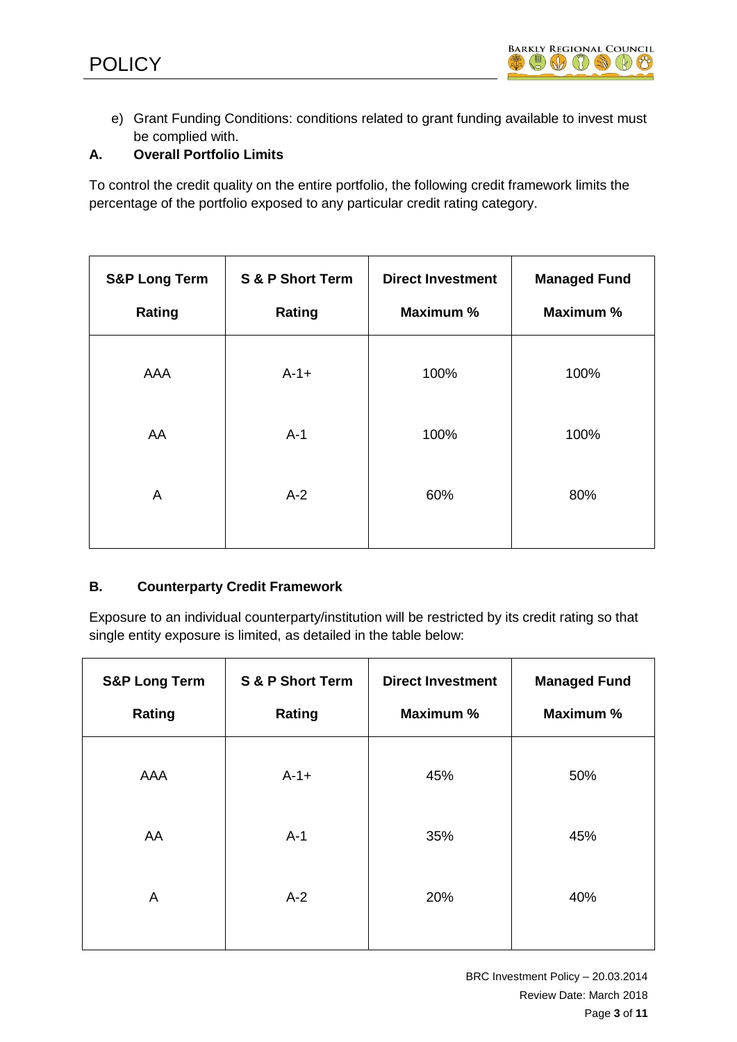e) Grant Funding Conditions: conditions related to grant funding available to invest must be complied with.

### A. Overall Portfolio Limits

To control the credit quality on the entire portfolio, the following credit framework limits the percentage of the portfolio exposed to any particular credit rating category.

| S&P Long Term Rating | S & P Short Term Rating | Direct Investment Maximum % | Managed Fund Maximum % |
|---|---|---|---|
| AAA | A-1+ | 100% | 100% |
| AA | A-1 | 100% | 100% |
| A | A-2 | 60% | 80% |

### B. Counterparty Credit Framework

Exposure to an individual counterparty/institution will be restricted by its credit rating so that single entity exposure is limited, as detailed in the table below:

| S&P Long Term Rating | S & P Short Term Rating | Direct Investment Maximum % | Managed Fund Maximum % |
|---|---|---|---|
| AAA | A-1+ | 45% | 50% |
| AA | A-1 | 35% | 45% |
| A | A-2 | 20% | 40% |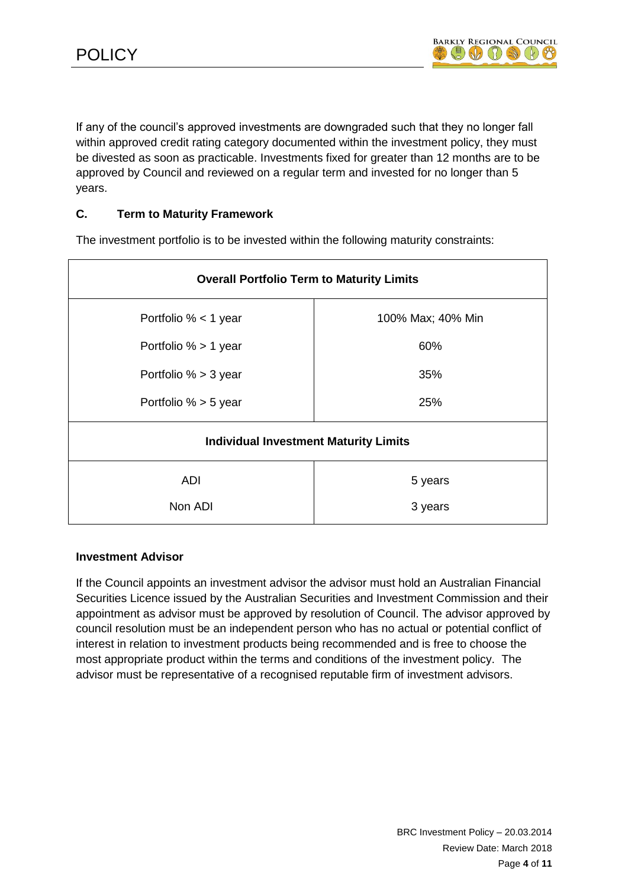If any of the council's approved investments are downgraded such that they no longer fall within approved credit rating category documented within the investment policy, they must be divested as soon as practicable. Investments fixed for greater than 12 months are to be approved by Council and reviewed on a regular term and invested for no longer than 5 years.

### C. Term to Maturity Framework

The investment portfolio is to be invested within the following maturity constraints:

| **Overall Portfolio Term to Maturity Limits** | |
|---|---|
| Portfolio % < 1 year | 100% Max; 40% Min |
| Portfolio % > 1 year | 60% |
| Portfolio % > 3 year | 35% |
| Portfolio % > 5 year | 25% |
| **Individual Investment Maturity Limits** | |
| ADI | 5 years |
| Non ADI | 3 years |

**Investment Advisor**

If the Council appoints an investment advisor the advisor must hold an Australian Financial Securities Licence issued by the Australian Securities and Investment Commission and their appointment as advisor must be approved by resolution of Council. The advisor approved by council resolution must be an independent person who has no actual or potential conflict of interest in relation to investment products being recommended and is free to choose the most appropriate product within the terms and conditions of the investment policy. The advisor must be representative of a recognised reputable firm of investment advisors.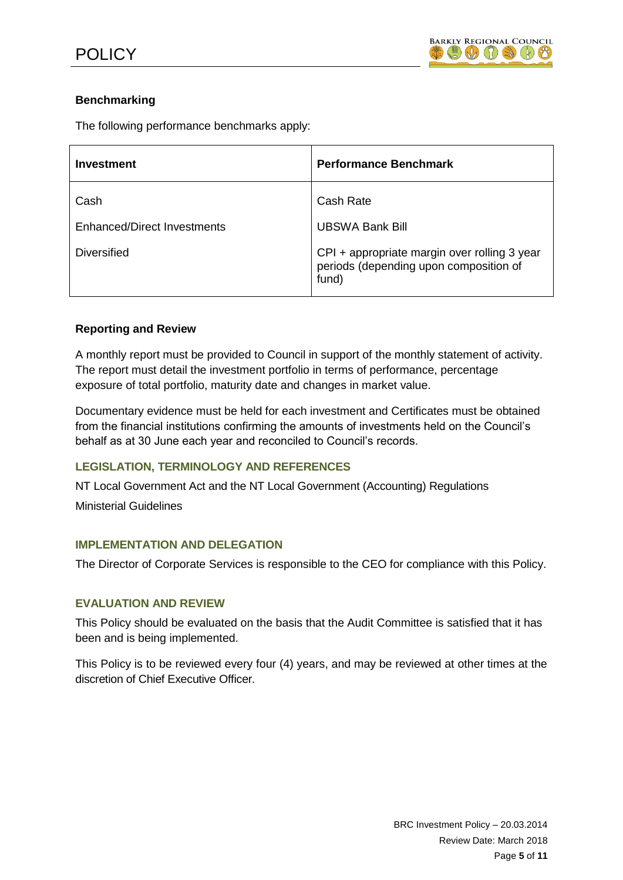**Benchmarking**

The following performance benchmarks apply:

| Investment | Performance Benchmark |
|---|---|
| Cash | Cash Rate |
| Enhanced/Direct Investments | UBSWA Bank Bill |
| Diversified | CPI + appropriate margin over rolling 3 year periods (depending upon composition of fund) |

**Reporting and Review**

A monthly report must be provided to Council in support of the monthly statement of activity. The report must detail the investment portfolio in terms of performance, percentage exposure of total portfolio, maturity date and changes in market value.

Documentary evidence must be held for each investment and Certificates must be obtained from the financial institutions confirming the amounts of investments held on the Council's behalf as at 30 June each year and reconciled to Council's records.

## LEGISLATION, TERMINOLOGY AND REFERENCES

NT Local Government Act and the NT Local Government (Accounting) Regulations

Ministerial Guidelines

## IMPLEMENTATION AND DELEGATION

The Director of Corporate Services is responsible to the CEO for compliance with this Policy.

## EVALUATION AND REVIEW

This Policy should be evaluated on the basis that the Audit Committee is satisfied that it has been and is being implemented.

This Policy is to be reviewed every four (4) years, and may be reviewed at other times at the discretion of Chief Executive Officer.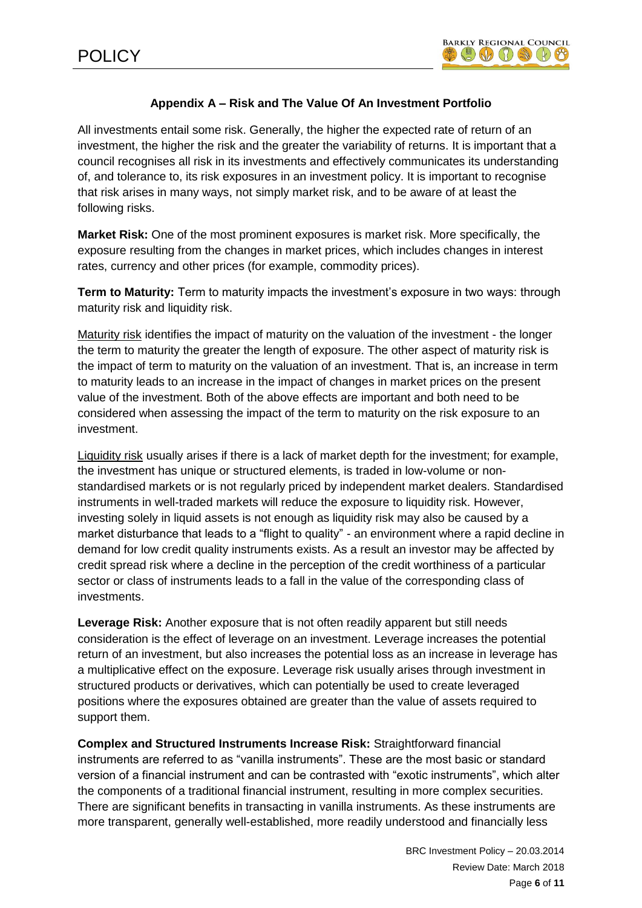### Appendix A – Risk and The Value Of An Investment Portfolio

All investments entail some risk. Generally, the higher the expected rate of return of an investment, the higher the risk and the greater the variability of returns. It is important that a council recognises all risk in its investments and effectively communicates its understanding of, and tolerance to, its risk exposures in an investment policy. It is important to recognise that risk arises in many ways, not simply market risk, and to be aware of at least the following risks.

**Market Risk:** One of the most prominent exposures is market risk. More specifically, the exposure resulting from the changes in market prices, which includes changes in interest rates, currency and other prices (for example, commodity prices).

**Term to Maturity:** Term to maturity impacts the investment's exposure in two ways: through maturity risk and liquidity risk.

Maturity risk identifies the impact of maturity on the valuation of the investment - the longer the term to maturity the greater the length of exposure. The other aspect of maturity risk is the impact of term to maturity on the valuation of an investment. That is, an increase in term to maturity leads to an increase in the impact of changes in market prices on the present value of the investment. Both of the above effects are important and both need to be considered when assessing the impact of the term to maturity on the risk exposure to an investment.

Liquidity risk usually arises if there is a lack of market depth for the investment; for example, the investment has unique or structured elements, is traded in low-volume or non-standardised markets or is not regularly priced by independent market dealers. Standardised instruments in well-traded markets will reduce the exposure to liquidity risk. However, investing solely in liquid assets is not enough as liquidity risk may also be caused by a market disturbance that leads to a "flight to quality" - an environment where a rapid decline in demand for low credit quality instruments exists. As a result an investor may be affected by credit spread risk where a decline in the perception of the credit worthiness of a particular sector or class of instruments leads to a fall in the value of the corresponding class of investments.

**Leverage Risk:** Another exposure that is not often readily apparent but still needs consideration is the effect of leverage on an investment. Leverage increases the potential return of an investment, but also increases the potential loss as an increase in leverage has a multiplicative effect on the exposure. Leverage risk usually arises through investment in structured products or derivatives, which can potentially be used to create leveraged positions where the exposures obtained are greater than the value of assets required to support them.

**Complex and Structured Instruments Increase Risk:** Straightforward financial instruments are referred to as "vanilla instruments". These are the most basic or standard version of a financial instrument and can be contrasted with "exotic instruments", which alter the components of a traditional financial instrument, resulting in more complex securities. There are significant benefits in transacting in vanilla instruments. As these instruments are more transparent, generally well-established, more readily understood and financially less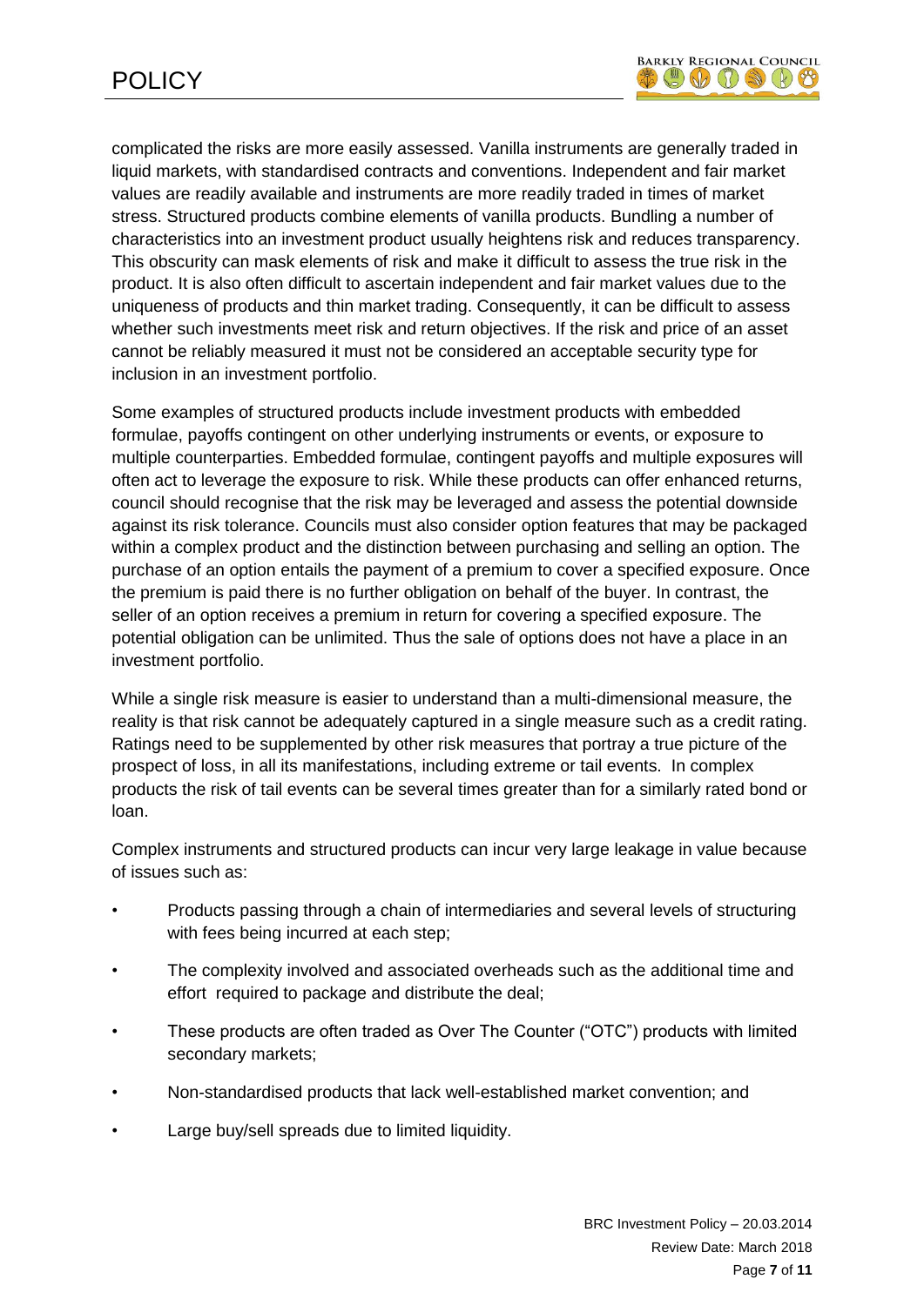complicated the risks are more easily assessed. Vanilla instruments are generally traded in liquid markets, with standardised contracts and conventions. Independent and fair market values are readily available and instruments are more readily traded in times of market stress. Structured products combine elements of vanilla products. Bundling a number of characteristics into an investment product usually heightens risk and reduces transparency. This obscurity can mask elements of risk and make it difficult to assess the true risk in the product. It is also often difficult to ascertain independent and fair market values due to the uniqueness of products and thin market trading. Consequently, it can be difficult to assess whether such investments meet risk and return objectives. If the risk and price of an asset cannot be reliably measured it must not be considered an acceptable security type for inclusion in an investment portfolio.

Some examples of structured products include investment products with embedded formulae, payoffs contingent on other underlying instruments or events, or exposure to multiple counterparties. Embedded formulae, contingent payoffs and multiple exposures will often act to leverage the exposure to risk. While these products can offer enhanced returns, council should recognise that the risk may be leveraged and assess the potential downside against its risk tolerance. Councils must also consider option features that may be packaged within a complex product and the distinction between purchasing and selling an option. The purchase of an option entails the payment of a premium to cover a specified exposure. Once the premium is paid there is no further obligation on behalf of the buyer. In contrast, the seller of an option receives a premium in return for covering a specified exposure. The potential obligation can be unlimited. Thus the sale of options does not have a place in an investment portfolio.

While a single risk measure is easier to understand than a multi-dimensional measure, the reality is that risk cannot be adequately captured in a single measure such as a credit rating. Ratings need to be supplemented by other risk measures that portray a true picture of the prospect of loss, in all its manifestations, including extreme or tail events. In complex products the risk of tail events can be several times greater than for a similarly rated bond or loan.

Complex instruments and structured products can incur very large leakage in value because of issues such as:

- Products passing through a chain of intermediaries and several levels of structuring with fees being incurred at each step;
- The complexity involved and associated overheads such as the additional time and effort required to package and distribute the deal;
- These products are often traded as Over The Counter ("OTC") products with limited secondary markets;
- Non-standardised products that lack well-established market convention; and
- Large buy/sell spreads due to limited liquidity.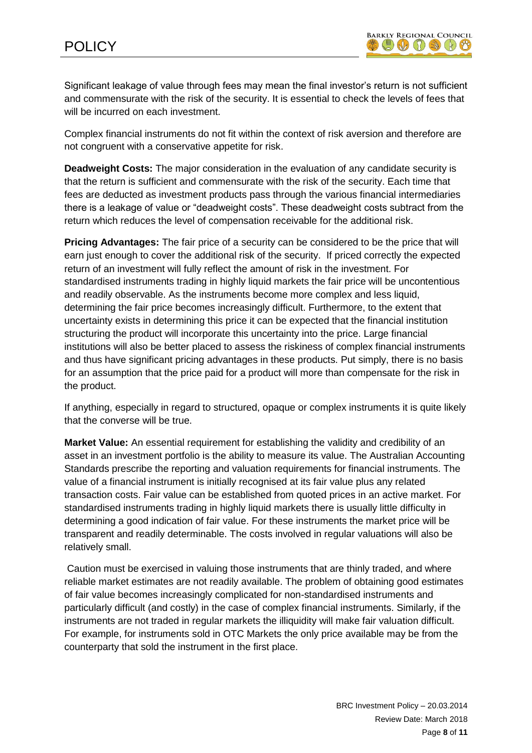Significant leakage of value through fees may mean the final investor's return is not sufficient and commensurate with the risk of the security. It is essential to check the levels of fees that will be incurred on each investment.

Complex financial instruments do not fit within the context of risk aversion and therefore are not congruent with a conservative appetite for risk.

**Deadweight Costs:** The major consideration in the evaluation of any candidate security is that the return is sufficient and commensurate with the risk of the security. Each time that fees are deducted as investment products pass through the various financial intermediaries there is a leakage of value or "deadweight costs". These deadweight costs subtract from the return which reduces the level of compensation receivable for the additional risk.

**Pricing Advantages:** The fair price of a security can be considered to be the price that will earn just enough to cover the additional risk of the security. If priced correctly the expected return of an investment will fully reflect the amount of risk in the investment. For standardised instruments trading in highly liquid markets the fair price will be uncontentious and readily observable. As the instruments become more complex and less liquid, determining the fair price becomes increasingly difficult. Furthermore, to the extent that uncertainty exists in determining this price it can be expected that the financial institution structuring the product will incorporate this uncertainty into the price. Large financial institutions will also be better placed to assess the riskiness of complex financial instruments and thus have significant pricing advantages in these products. Put simply, there is no basis for an assumption that the price paid for a product will more than compensate for the risk in the product.

If anything, especially in regard to structured, opaque or complex instruments it is quite likely that the converse will be true.

**Market Value:** An essential requirement for establishing the validity and credibility of an asset in an investment portfolio is the ability to measure its value. The Australian Accounting Standards prescribe the reporting and valuation requirements for financial instruments. The value of a financial instrument is initially recognised at its fair value plus any related transaction costs. Fair value can be established from quoted prices in an active market. For standardised instruments trading in highly liquid markets there is usually little difficulty in determining a good indication of fair value. For these instruments the market price will be transparent and readily determinable. The costs involved in regular valuations will also be relatively small.

Caution must be exercised in valuing those instruments that are thinly traded, and where reliable market estimates are not readily available. The problem of obtaining good estimates of fair value becomes increasingly complicated for non-standardised instruments and particularly difficult (and costly) in the case of complex financial instruments. Similarly, if the instruments are not traded in regular markets the illiquidity will make fair valuation difficult. For example, for instruments sold in OTC Markets the only price available may be from the counterparty that sold the instrument in the first place.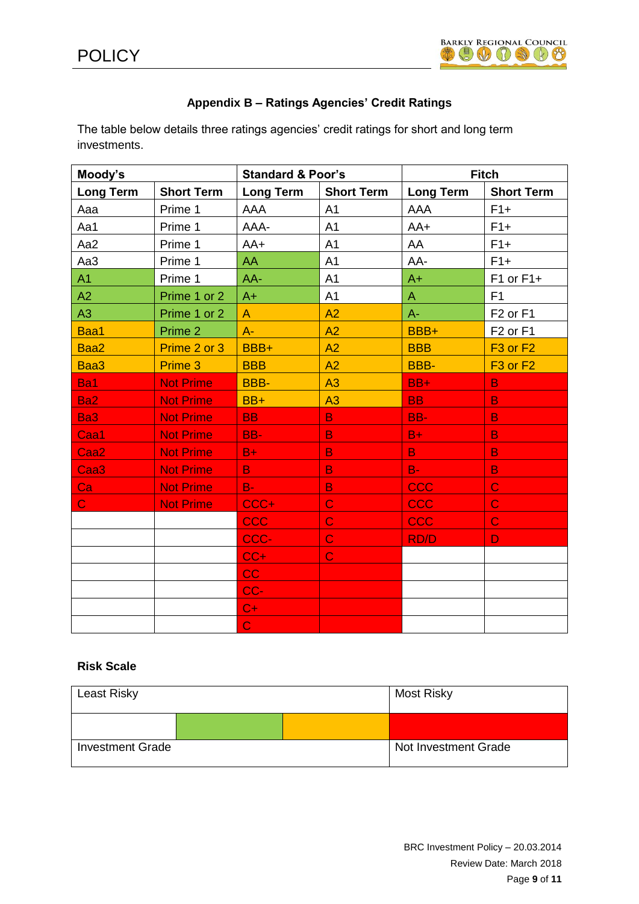### Appendix B – Ratings Agencies' Credit Ratings

The table below details three ratings agencies' credit ratings for short and long term investments.

| Moody's | | Standard & Poor's | | Fitch | |
|---|---|---|---|---|---|
| **Long Term** | **Short Term** | **Long Term** | **Short Term** | **Long Term** | **Short Term** |
| Aaa | Prime 1 | AAA | A1 | AAA | F1+ |
| Aa1 | Prime 1 | AAA- | A1 | AA+ | F1+ |
| Aa2 | Prime 1 | AA+ | A1 | AA | F1+ |
| Aa3 | Prime 1 | AA | A1 | AA- | F1+ |
| A1 | Prime 1 | AA- | A1 | A+ | F1 or F1+ |
| A2 | Prime 1 or 2 | A+ | A1 | A | F1 |
| A3 | Prime 1 or 2 | A | A2 | A- | F2 or F1 |
| Baa1 | Prime 2 | A- | A2 | BBB+ | F2 or F1 |
| Baa2 | Prime 2 or 3 | BBB+ | A2 | BBB | F3 or F2 |
| Baa3 | Prime 3 | BBB | A2 | BBB- | F3 or F2 |
| Ba1 | Not Prime | BBB- | A3 | BB+ | B |
| Ba2 | Not Prime | BB+ | A3 | BB | B |
| Ba3 | Not Prime | BB | B | BB- | B |
| Caa1 | Not Prime | BB- | B | B+ | B |
| Caa2 | Not Prime | B+ | B | B | B |
| Caa3 | Not Prime | B | B | B- | B |
| Ca | Not Prime | B- | B | CCC | C |
| C | Not Prime | CCC+ | C | CCC | C |
| | | CCC | C | CCC | C |
| | | CCC- | C | RD/D | D |
| | | CC+ | C | | |
| | | CC | | | |
| | | CC- | | | |
| | | C+ | | | |
| | | C | | | |

### Risk Scale

| Least Risky | | | Most Risky |
|---|---|---|---|
| | | | |
| Investment Grade | | | Not Investment Grade |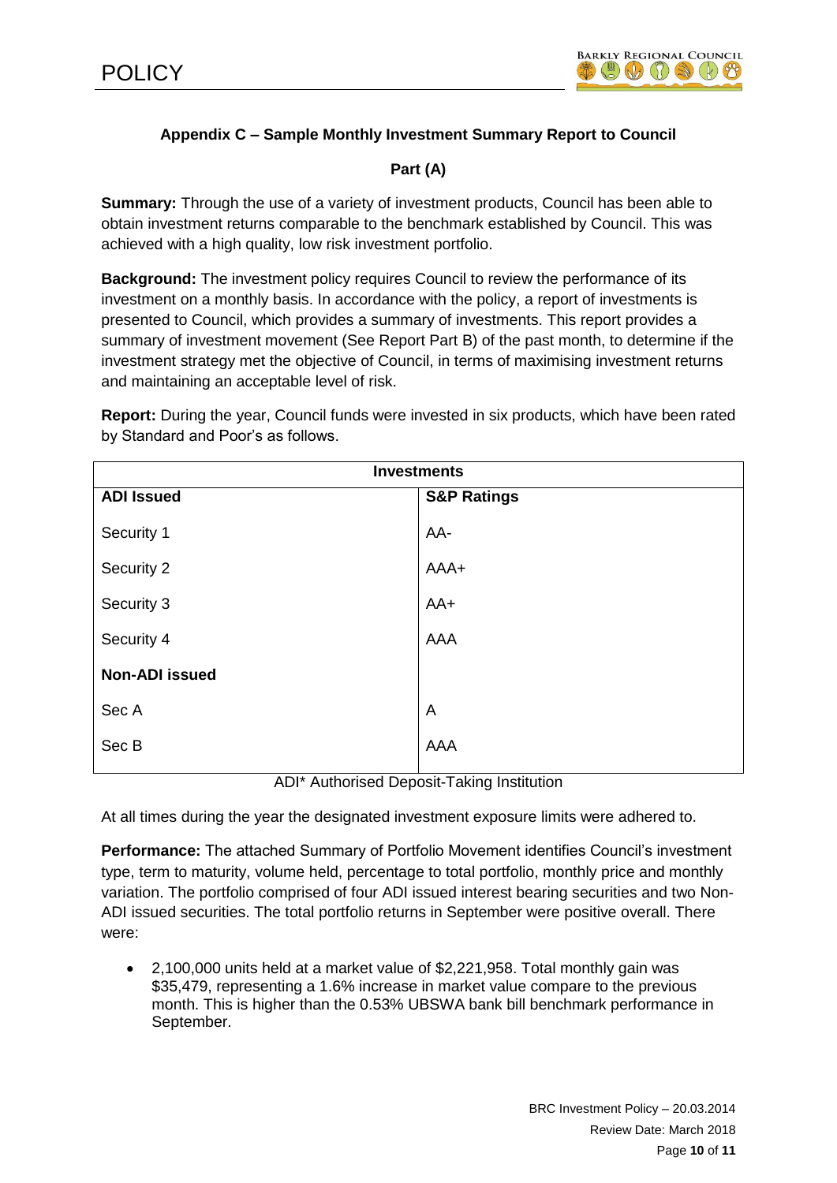### Appendix C – Sample Monthly Investment Summary Report to Council

**Part (A)**

**Summary:** Through the use of a variety of investment products, Council has been able to obtain investment returns comparable to the benchmark established by Council. This was achieved with a high quality, low risk investment portfolio.

**Background:** The investment policy requires Council to review the performance of its investment on a monthly basis. In accordance with the policy, a report of investments is presented to Council, which provides a summary of investments. This report provides a summary of investment movement (See Report Part B) of the past month, to determine if the investment strategy met the objective of Council, in terms of maximising investment returns and maintaining an acceptable level of risk.

**Report:** During the year, Council funds were invested in six products, which have been rated by Standard and Poor's as follows.

| Investments | |
|---|---|
| **ADI Issued** | **S&P Ratings** |
| Security 1 | AA- |
| Security 2 | AAA+ |
| Security 3 | AA+ |
| Security 4 | AAA |
| **Non-ADI issued** | |
| Sec A | A |
| Sec B | AAA |

ADI* Authorised Deposit-Taking Institution

At all times during the year the designated investment exposure limits were adhered to.

**Performance:** The attached Summary of Portfolio Movement identifies Council's investment type, term to maturity, volume held, percentage to total portfolio, monthly price and monthly variation. The portfolio comprised of four ADI issued interest bearing securities and two Non-ADI issued securities. The total portfolio returns in September were positive overall. There were:

- 2,100,000 units held at a market value of $2,221,958. Total monthly gain was $35,479, representing a 1.6% increase in market value compare to the previous month. This is higher than the 0.53% UBSWA bank bill benchmark performance in September.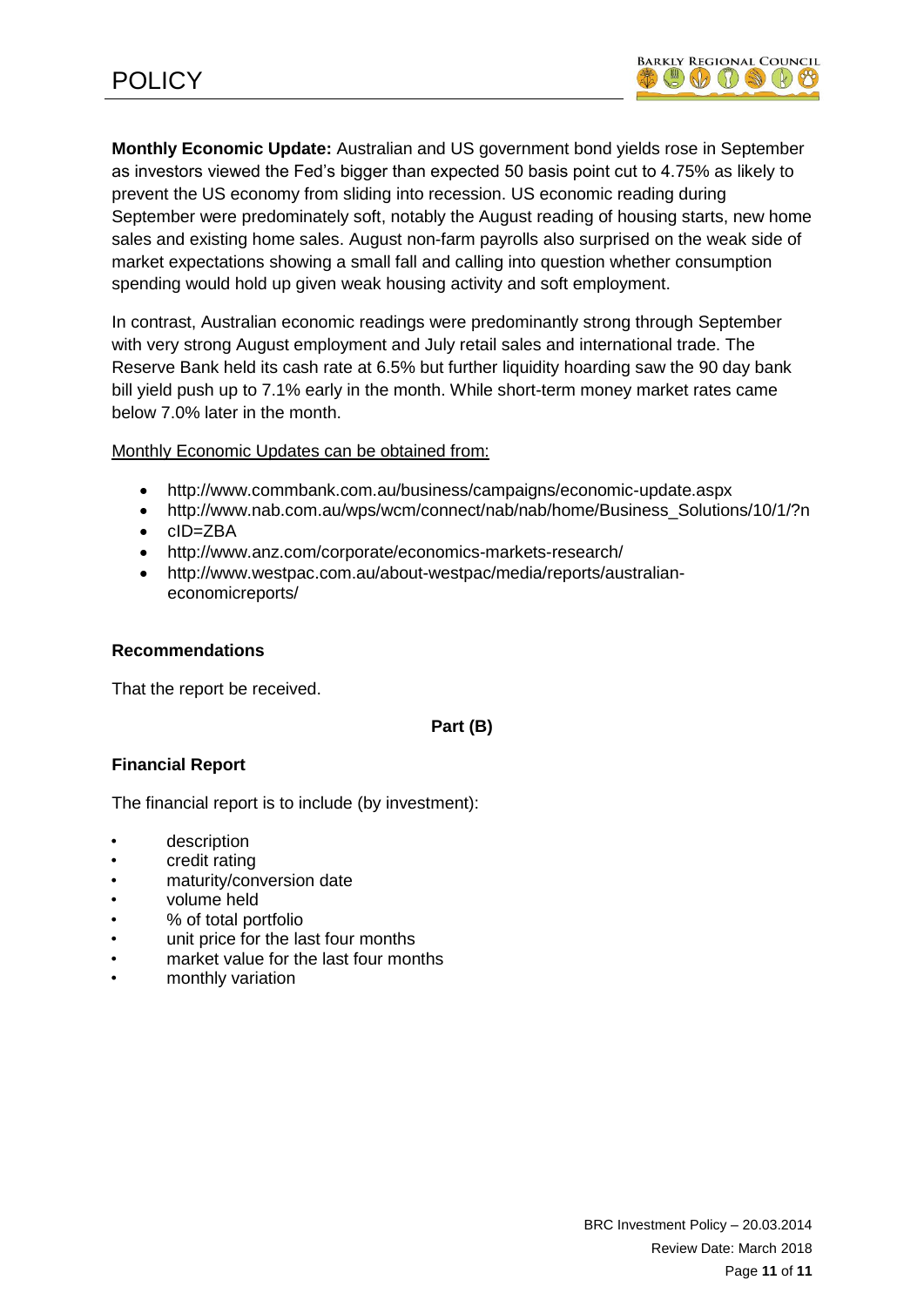**Monthly Economic Update:** Australian and US government bond yields rose in September as investors viewed the Fed's bigger than expected 50 basis point cut to 4.75% as likely to prevent the US economy from sliding into recession. US economic reading during September were predominately soft, notably the August reading of housing starts, new home sales and existing home sales. August non-farm payrolls also surprised on the weak side of market expectations showing a small fall and calling into question whether consumption spending would hold up given weak housing activity and soft employment.

In contrast, Australian economic readings were predominantly strong through September with very strong August employment and July retail sales and international trade. The Reserve Bank held its cash rate at 6.5% but further liquidity hoarding saw the 90 day bank bill yield push up to 7.1% early in the month. While short-term money market rates came below 7.0% later in the month.

Monthly Economic Updates can be obtained from:

- http://www.commbank.com.au/business/campaigns/economic-update.aspx
- http://www.nab.com.au/wps/wcm/connect/nab/nab/home/Business_Solutions/10/1/?n
- cID=ZBA
- http://www.anz.com/corporate/economics-markets-research/
- http://www.westpac.com.au/about-westpac/media/reports/australian-economicreports/

**Recommendations**

That the report be received.

**Part (B)**

**Financial Report**

The financial report is to include (by investment):

- description
- credit rating
- maturity/conversion date
- volume held
- % of total portfolio
- unit price for the last four months
- market value for the last four months
- monthly variation